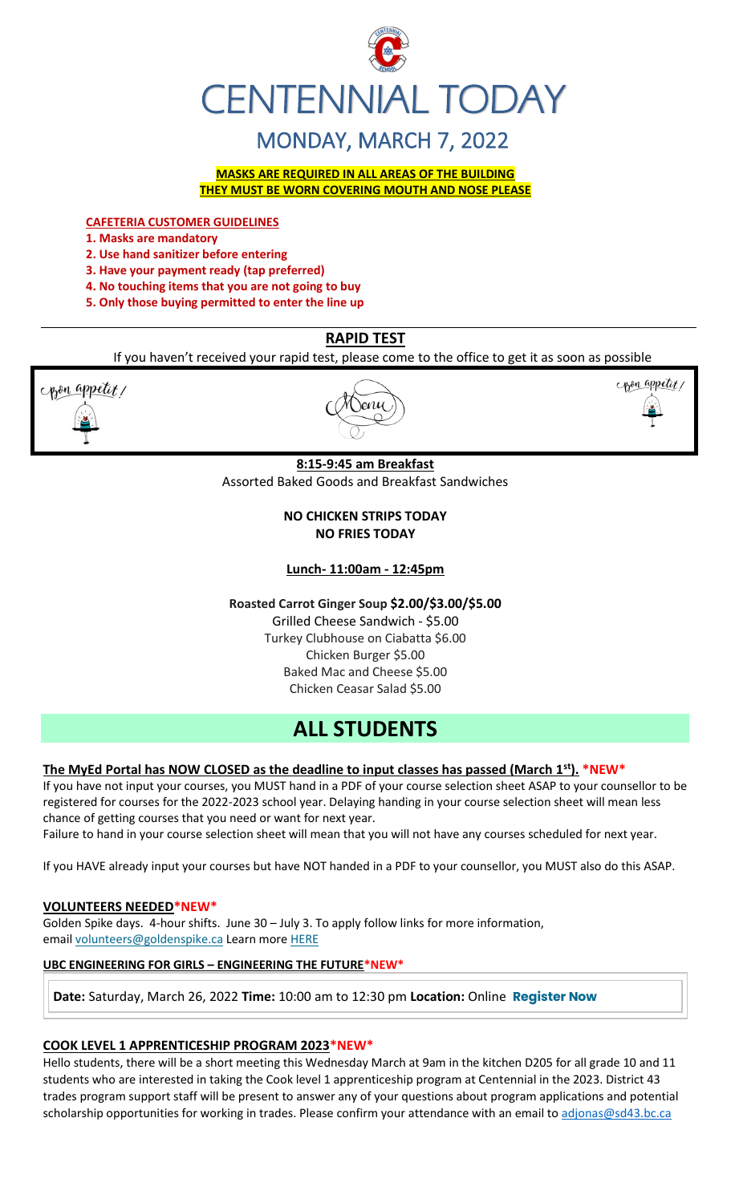# CENTENNIAL TODAY

## MONDAY, MARCH 7, 2022

**MASKS ARE REQUIRED IN ALL AREAS OF THE BUILDING**
**THEY MUST BE WORN COVERING MOUTH AND NOSE PLEASE**

**CAFETERIA CUSTOMER GUIDELINES**

1. **Masks are mandatory**
2. **Use hand sanitizer before entering**
3. **Have your payment ready (tap preferred)**
4. **No touching items that you are not going to buy**
5. **Only those buying permitted to enter the line up**

## RAPID TEST

If you haven't received your rapid test, please come to the office to get it as soon as possible

Bon appetit! Menu Bon appetit!

**8:15-9:45 am Breakfast**
Assorted Baked Goods and Breakfast Sandwiches

**NO CHICKEN STRIPS TODAY**
**NO FRIES TODAY**

**Lunch- 11:00am - 12:45pm**

**Roasted Carrot Ginger Soup $2.00/$3.00/$5.00**
Grilled Cheese Sandwich - $5.00
Turkey Clubhouse on Ciabatta $6.00
Chicken Burger $5.00
Baked Mac and Cheese $5.00
Chicken Ceasar Salad $5.00

# ALL STUDENTS

**The MyEd Portal has NOW CLOSED as the deadline to input classes has passed (March 1st). *NEW***

If you have not input your courses, you MUST hand in a PDF of your course selection sheet ASAP to your counsellor to be registered for courses for the 2022-2023 school year. Delaying handing in your course selection sheet will mean less chance of getting courses that you need or want for next year.

Failure to hand in your course selection sheet will mean that you will not have any courses scheduled for next year.

If you HAVE already input your courses but have NOT handed in a PDF to your counsellor, you MUST also do this ASAP.

**VOLUNTEERS NEEDED*NEW***

Golden Spike days. 4-hour shifts. June 30 – July 3. To apply follow links for more information, email volunteers@goldenspike.ca Learn more HERE

**UBC ENGINEERING FOR GIRLS – ENGINEERING THE FUTURE*NEW***

**Date:** Saturday, March 26, 2022 **Time:** 10:00 am to 12:30 pm **Location:** Online **Register Now**

**COOK LEVEL 1 APPRENTICESHIP PROGRAM 2023*NEW***

Hello students, there will be a short meeting this Wednesday March at 9am in the kitchen D205 for all grade 10 and 11 students who are interested in taking the Cook level 1 apprenticeship program at Centennial in the 2023. District 43 trades program support staff will be present to answer any of your questions about program applications and potential scholarship opportunities for working in trades. Please confirm your attendance with an email to adjonas@sd43.bc.ca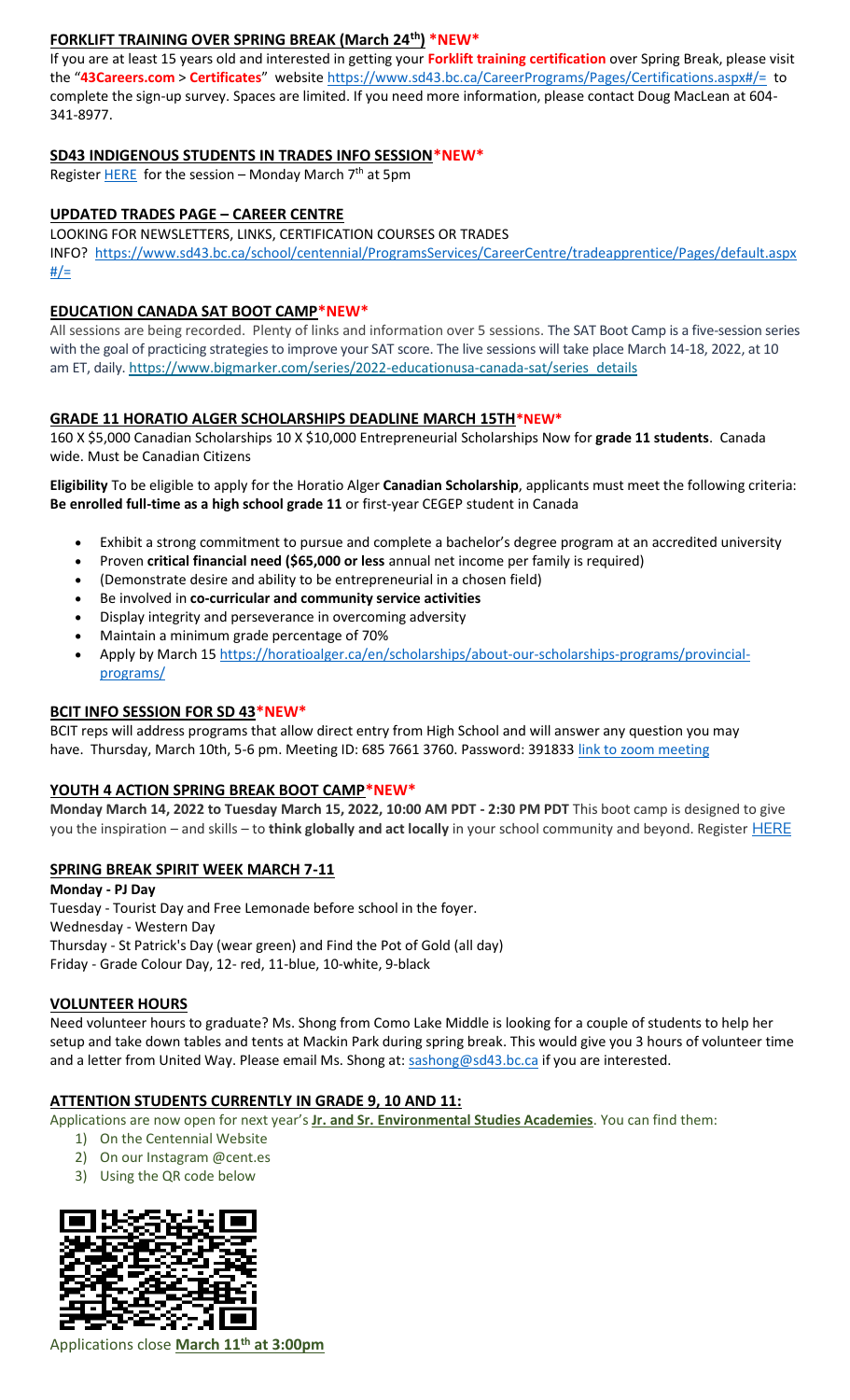## FORKLIFT TRAINING OVER SPRING BREAK (March 24th) *NEW*

If you are at least 15 years old and interested in getting your **Forklift training certification** over Spring Break, please visit the "**43Careers.com** > **Certificates**" website https://www.sd43.bc.ca/CareerPrograms/Pages/Certifications.aspx#/= to complete the sign-up survey. Spaces are limited. If you need more information, please contact Doug MacLean at 604-341-8977.

## SD43 INDIGENOUS STUDENTS IN TRADES INFO SESSION*NEW*

Register HERE for the session – Monday March 7th at 5pm

## UPDATED TRADES PAGE – CAREER CENTRE

LOOKING FOR NEWSLETTERS, LINKS, CERTIFICATION COURSES OR TRADES INFO? https://www.sd43.bc.ca/school/centennial/ProgramsServices/CareerCentre/tradeapprentice/Pages/default.aspx#/=

## EDUCATION CANADA SAT BOOT CAMP*NEW*

All sessions are being recorded. Plenty of links and information over 5 sessions. The SAT Boot Camp is a five-session series with the goal of practicing strategies to improve your SAT score. The live sessions will take place March 14-18, 2022, at 10 am ET, daily. https://www.bigmarker.com/series/2022-educationusa-canada-sat/series_details

## GRADE 11 HORATIO ALGER SCHOLARSHIPS DEADLINE MARCH 15TH*NEW*

160 X $5,000 Canadian Scholarships 10 X $10,000 Entrepreneurial Scholarships Now for **grade 11 students**. Canada wide. Must be Canadian Citizens

**Eligibility** To be eligible to apply for the Horatio Alger **Canadian Scholarship**, applicants must meet the following criteria: **Be enrolled full-time as a high school grade 11** or first-year CEGEP student in Canada

- Exhibit a strong commitment to pursue and complete a bachelor's degree program at an accredited university
- Proven **critical financial need ($65,000 or less** annual net income per family is required)
- (Demonstrate desire and ability to be entrepreneurial in a chosen field)
- Be involved in **co-curricular and community service activities**
- Display integrity and perseverance in overcoming adversity
- Maintain a minimum grade percentage of 70%
- Apply by March 15 https://horatioalger.ca/en/scholarships/about-our-scholarships-programs/provincial-programs/

## BCIT INFO SESSION FOR SD 43*NEW*

BCIT reps will address programs that allow direct entry from High School and will answer any question you may have. Thursday, March 10th, 5-6 pm. Meeting ID: 685 7661 3760. Password: 391833 link to zoom meeting

## YOUTH 4 ACTION SPRING BREAK BOOT CAMP*NEW*

**Monday March 14, 2022 to Tuesday March 15, 2022, 10:00 AM PDT - 2:30 PM PDT** This boot camp is designed to give you the inspiration – and skills – to **think globally and act locally** in your school community and beyond. Register HERE

## SPRING BREAK SPIRIT WEEK MARCH 7-11

**Monday - PJ Day**
Tuesday - Tourist Day and Free Lemonade before school in the foyer.
Wednesday - Western Day
Thursday - St Patrick's Day (wear green) and Find the Pot of Gold (all day)
Friday - Grade Colour Day, 12- red, 11-blue, 10-white, 9-black

## VOLUNTEER HOURS

Need volunteer hours to graduate? Ms. Shong from Como Lake Middle is looking for a couple of students to help her setup and take down tables and tents at Mackin Park during spring break. This would give you 3 hours of volunteer time and a letter from United Way. Please email Ms. Shong at: sashong@sd43.bc.ca if you are interested.

## ATTENTION STUDENTS CURRENTLY IN GRADE 9, 10 AND 11:

Applications are now open for next year's **Jr. and Sr. Environmental Studies Academies**. You can find them:

1) On the Centennial Website
2) On our Instagram @cent.es
3) Using the QR code below

Applications close **March 11th at 3:00pm**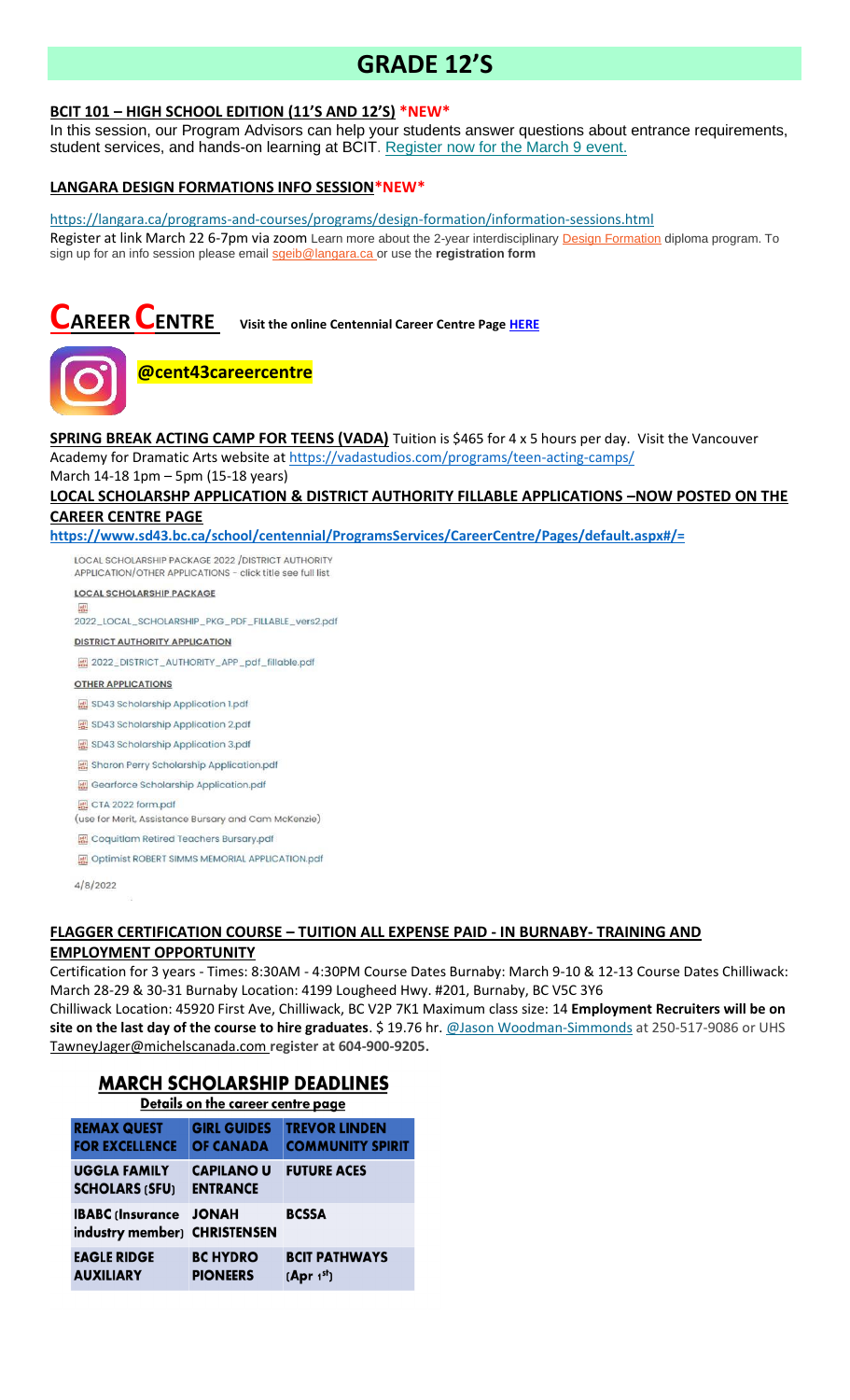# GRADE 12'S

## BCIT 101 – HIGH SCHOOL EDITION (11'S AND 12'S) *NEW*

In this session, our Program Advisors can help your students answer questions about entrance requirements, student services, and hands-on learning at BCIT. Register now for the March 9 event.

## LANGARA DESIGN FORMATIONS INFO SESSION*NEW*

https://langara.ca/programs-and-courses/programs/design-formation/information-sessions.html

Register at link March 22 6-7pm via zoom Learn more about the 2-year interdisciplinary Design Formation diploma program. To sign up for an info session please email sgeib@langara.ca or use the **registration form**

# CAREER CENTRE

**Visit the online Centennial Career Centre Page HERE**

**@cent43careercentre**

**SPRING BREAK ACTING CAMP FOR TEENS (VADA)** Tuition is $465 for 4 x 5 hours per day. Visit the Vancouver Academy for Dramatic Arts website at https://vadastudios.com/programs/teen-acting-camps/

March 14-18 1pm – 5pm (15-18 years)

## LOCAL SCHOLARSHP APPLICATION & DISTRICT AUTHORITY FILLABLE APPLICATIONS –NOW POSTED ON THE CAREER CENTRE PAGE

**https://www.sd43.bc.ca/school/centennial/ProgramsServices/CareerCentre/Pages/default.aspx#/=**

LOCAL SCHOLARSHIP PACKAGE 2022 /DISTRICT AUTHORITY APPLICATION/OTHER APPLICATIONS – click title see full list

LOCAL SCHOLARSHIP PACKAGE

2022_LOCAL_SCHOLARSHIP_PKG_PDF_FILLABLE_vers2.pdf

DISTRICT AUTHORITY APPLICATION

2022_DISTRICT_AUTHORITY_APP_pdf_fillable.pdf

OTHER APPLICATIONS

- SD43 Scholarship Application 1.pdf
- SD43 Scholarship Application 2.pdf
- SD43 Scholarship Application 3.pdf
- Sharon Perry Scholarship Application.pdf
- Gearforce Scholarship Application.pdf
- CTA 2022 form.pdf (use for Merit, Assistance Bursary and Cam McKenzie)
- Coquitlam Retired Teachers Bursary.pdf
- Optimist ROBERT SIMMS MEMORIAL APPLICATION.pdf

4/8/2022

## FLAGGER CERTIFICATION COURSE – TUITION ALL EXPENSE PAID - IN BURNABY- TRAINING AND EMPLOYMENT OPPORTUNITY

Certification for 3 years - Times: 8:30AM - 4:30PM Course Dates Burnaby: March 9-10 & 12-13 Course Dates Chilliwack: March 28-29 & 30-31 Burnaby Location: 4199 Lougheed Hwy. #201, Burnaby, BC V5C 3Y6

Chilliwack Location: 45920 First Ave, Chilliwack, BC V2P 7K1 Maximum class size: 14 **Employment Recruiters will be on site on the last day of the course to hire graduates**. $ 19.76 hr. @Jason Woodman-Simmonds at 250-517-9086 or UHS TawneyJager@michelscanada.com **register at 604-900-9205.**

## MARCH SCHOLARSHIP DEADLINES

**Details on the career centre page**

| | | |
|---|---|---|
| REMAX QUEST FOR EXCELLENCE | GIRL GUIDES OF CANADA | TREVOR LINDEN COMMUNITY SPIRIT |
| UGGLA FAMILY SCHOLARS (SFU) | CAPILANO U ENTRANCE | FUTURE ACES |
| IBABC (Insurance industry member) | JONAH CHRISTENSEN | BCSSA |
| EAGLE RIDGE AUXILIARY | BC HYDRO PIONEERS | BCIT PATHWAYS (Apr 1st) |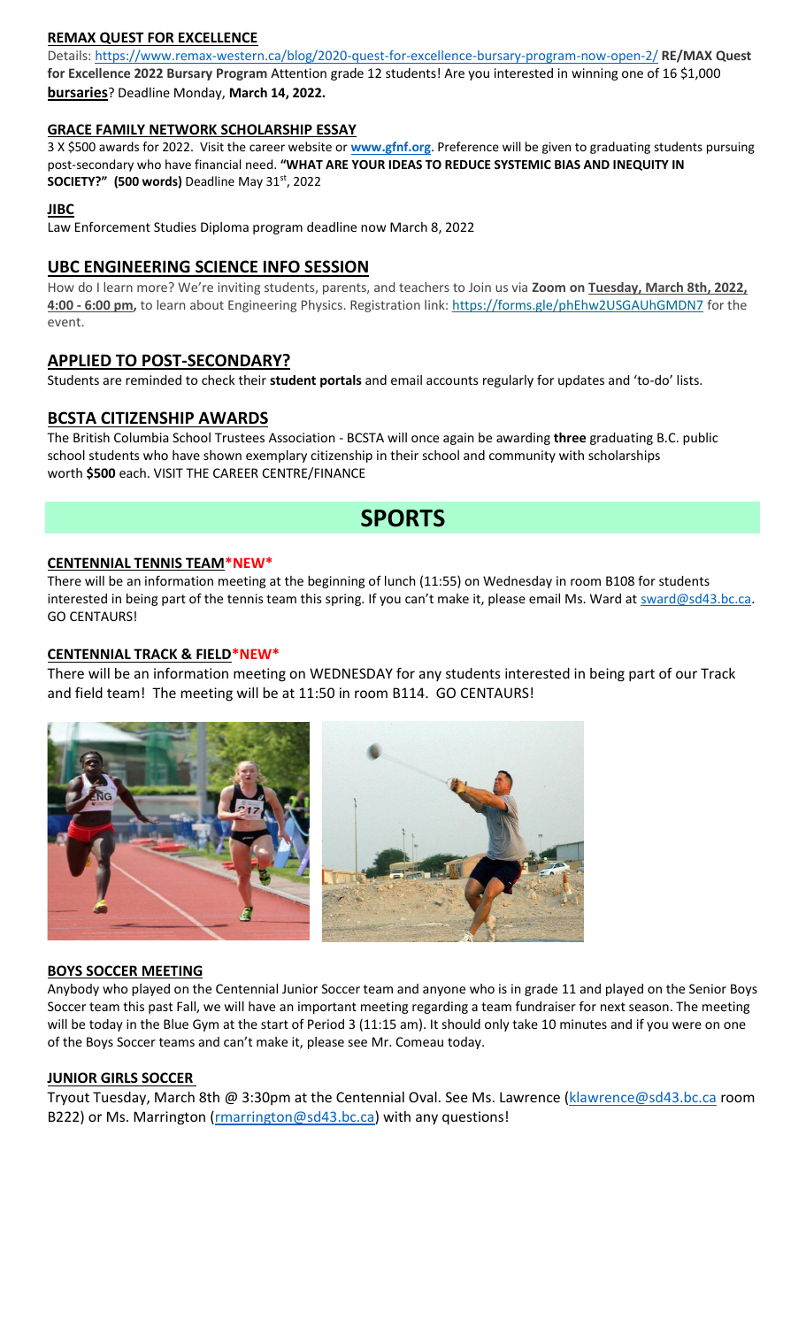#### **REMAX QUEST FOR EXCELLENCE**

Details: https://www.remax-western.ca/blog/2020-quest-for-excellence-bursary-program-now-open-2/ **RE/MAX Quest for Excellence 2022 Bursary Program** Attention grade 12 students! Are you interested in winning one of 16 $1,000 **bursaries**? Deadline Monday, **March 14, 2022.**

#### **GRACE FAMILY NETWORK SCHOLARSHIP ESSAY**

3 X $500 awards for 2022. Visit the career website or **www.gfnf.org**. Preference will be given to graduating students pursuing post-secondary who have financial need. **"WHAT ARE YOUR IDEAS TO REDUCE SYSTEMIC BIAS AND INEQUITY IN SOCIETY?" (500 words)** Deadline May 31st, 2022

#### **JIBC**

Law Enforcement Studies Diploma program deadline now March 8, 2022

## UBC ENGINEERING SCIENCE INFO SESSION

How do I learn more? We're inviting students, parents, and teachers to Join us via **Zoom on Tuesday, March 8th, 2022, 4:00 - 6:00 pm,** to learn about Engineering Physics. Registration link: https://forms.gle/phEhw2USGAUhGMDN7 for the event.

## APPLIED TO POST-SECONDARY?

Students are reminded to check their **student portals** and email accounts regularly for updates and 'to-do' lists.

## BCSTA CITIZENSHIP AWARDS

The British Columbia School Trustees Association - BCSTA will once again be awarding **three** graduating B.C. public school students who have shown exemplary citizenship in their school and community with scholarships worth **$500** each. VISIT THE CAREER CENTRE/FINANCE

# SPORTS

#### **CENTENNIAL TENNIS TEAM\*NEW\***

There will be an information meeting at the beginning of lunch (11:55) on Wednesday in room B108 for students interested in being part of the tennis team this spring. If you can't make it, please email Ms. Ward at sward@sd43.bc.ca. GO CENTAURS!

#### **CENTENNIAL TRACK & FIELD\*NEW\***

There will be an information meeting on WEDNESDAY for any students interested in being part of our Track and field team! The meeting will be at 11:50 in room B114. GO CENTAURS!

#### **BOYS SOCCER MEETING**

Anybody who played on the Centennial Junior Soccer team and anyone who is in grade 11 and played on the Senior Boys Soccer team this past Fall, we will have an important meeting regarding a team fundraiser for next season. The meeting will be today in the Blue Gym at the start of Period 3 (11:15 am). It should only take 10 minutes and if you were on one of the Boys Soccer teams and can't make it, please see Mr. Comeau today.

#### **JUNIOR GIRLS SOCCER**

Tryout Tuesday, March 8th @ 3:30pm at the Centennial Oval. See Ms. Lawrence (klawrence@sd43.bc.ca room B222) or Ms. Marrington (rmarrington@sd43.bc.ca) with any questions!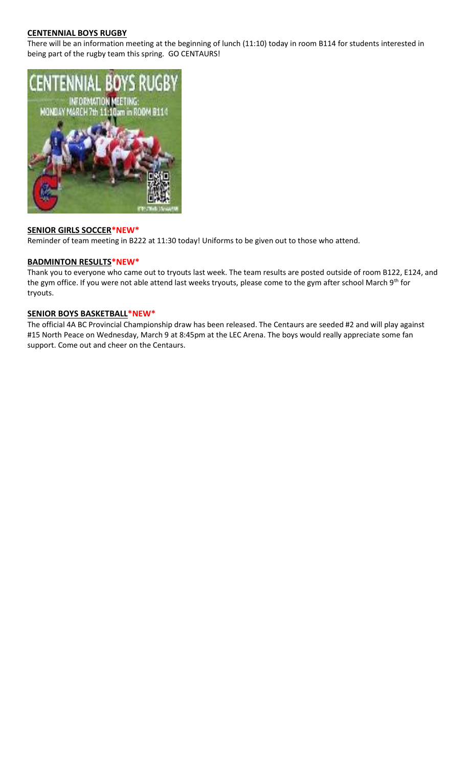**CENTENNIAL BOYS RUGBY**

There will be an information meeting at the beginning of lunch (11:10) today in room B114 for students interested in being part of the rugby team this spring. GO CENTAURS!

**SENIOR GIRLS SOCCER*NEW***

Reminder of team meeting in B222 at 11:30 today! Uniforms to be given out to those who attend.

**BADMINTON RESULTS*NEW***

Thank you to everyone who came out to tryouts last week. The team results are posted outside of room B122, E124, and the gym office. If you were not able attend last weeks tryouts, please come to the gym after school March 9th for tryouts.

**SENIOR BOYS BASKETBALL*NEW***

The official 4A BC Provincial Championship draw has been released. The Centaurs are seeded #2 and will play against #15 North Peace on Wednesday, March 9 at 8:45pm at the LEC Arena. The boys would really appreciate some fan support. Come out and cheer on the Centaurs.